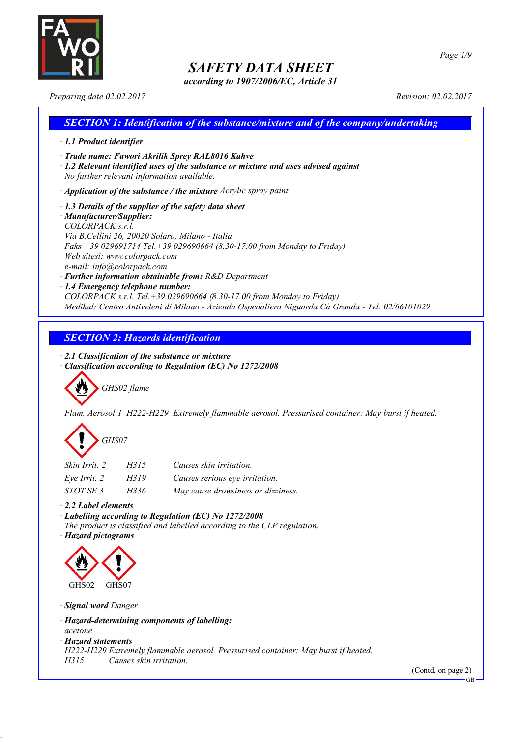# SAFETY DATA SHEET

*according to 1907/2006/EC, Article 31*

*Preparing date 02.02.2017* *Revision: 02.02.2017*

## SECTION 1: Identification of the substance/mixture and of the company/undertaking

· **1.1 Product identifier**

· **Trade name: Fawori Akrilik Sprey RAL8016 Kahve**

· **1.2 Relevant identified uses of the substance or mixture and uses advised against**
No further relevant information available.

· **Application of the substance / the mixture** Acrylic spray paint

· **1.3 Details of the supplier of the safety data sheet**

· **Manufacturer/Supplier:**
COLORPACK s.r.l.
Via B.Cellini 26, 20020 Solaro, Milano - Italia
Faks +39 029691714 Tel.+39 029690664 (8.30-17.00 from Monday to Friday)
Web sitesi: www.colorpack.com
e-mail: info@colorpack.com

· **Further information obtainable from:** R&D Department

· **1.4 Emergency telephone number:**
COLORPACK s.r.l. Tel.+39 029690664 (8.30-17.00 from Monday to Friday)
Medikal: Centro Antiveleni di Milano - Azienda Ospedaliera Niguarda Cà Granda - Tel. 02/66101029

## SECTION 2: Hazards identification

· **2.1 Classification of the substance or mixture**

· **Classification according to Regulation (EC) No 1272/2008**

GHS02 flame

Flam. Aerosol 1 H222-H229 Extremely flammable aerosol. Pressurised container: May burst if heated.

GHS07

| | | |
|---|---|---|
| Skin Irrit. 2 | H315 | Causes skin irritation. |
| Eye Irrit. 2 | H319 | Causes serious eye irritation. |
| STOT SE 3 | H336 | May cause drowsiness or dizziness. |

· **2.2 Label elements**

· **Labelling according to Regulation (EC) No 1272/2008**
The product is classified and labelled according to the CLP regulation.

· **Hazard pictograms**

GHS02 GHS07

· **Signal word** Danger

· **Hazard-determining components of labelling:**
acetone

· **Hazard statements**
H222-H229 Extremely flammable aerosol. Pressurised container: May burst if heated.
H315 Causes skin irritation.

(Contd. on page 2)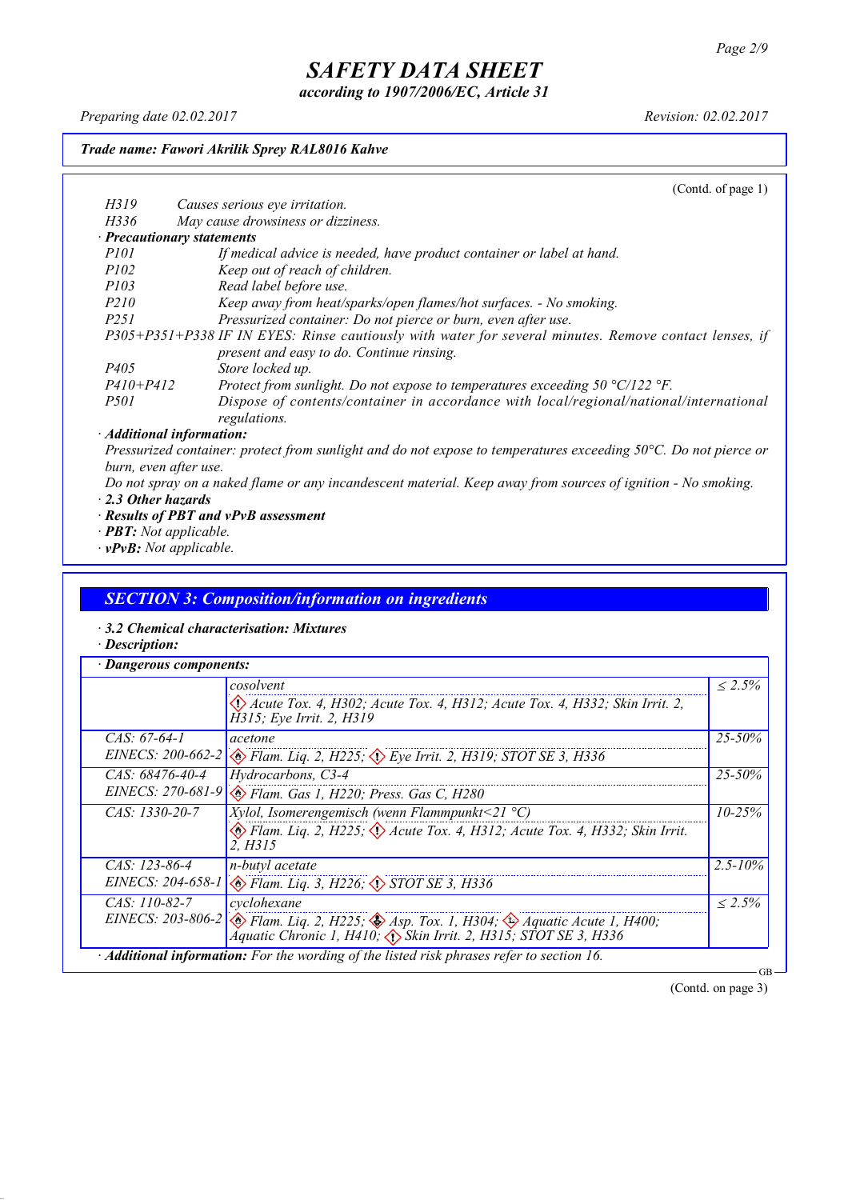**Trade name: Fawori Akrilik Sprey RAL8016 Kahve**

(Contd. of page 1)

| | |
|---|---|
| H319 | Causes serious eye irritation. |
| H336 | May cause drowsiness or dizziness. |

· **Precautionary statements**

| | |
|---|---|
| P101 | If medical advice is needed, have product container or label at hand. |
| P102 | Keep out of reach of children. |
| P103 | Read label before use. |
| P210 | Keep away from heat/sparks/open flames/hot surfaces. - No smoking. |
| P251 | Pressurized container: Do not pierce or burn, even after use. |
| P305+P351+P338 | IF IN EYES: Rinse cautiously with water for several minutes. Remove contact lenses, if present and easy to do. Continue rinsing. |
| P405 | Store locked up. |
| P410+P412 | Protect from sunlight. Do not expose to temperatures exceeding 50 °C/122 °F. |
| P501 | Dispose of contents/container in accordance with local/regional/national/international regulations. |

· **Additional information:**

Pressurized container: protect from sunlight and do not expose to temperatures exceeding 50°C. Do not pierce or burn, even after use.

Do not spray on a naked flame or any incandescent material. Keep away from sources of ignition - No smoking.

· **2.3 Other hazards**

· **Results of PBT and vPvB assessment**

· **PBT:** Not applicable.

· **vPvB:** Not applicable.

## SECTION 3: Composition/information on ingredients

· **3.2 Chemical characterisation: Mixtures**

· **Description:**

· **Dangerous components:**

| | | |
|---|---|---|
| | cosolvent<br>Acute Tox. 4, H302; Acute Tox. 4, H312; Acute Tox. 4, H332; Skin Irrit. 2, H315; Eye Irrit. 2, H319 | ≤ 2.5% |
| CAS: 67-64-1<br>EINECS: 200-662-2 | acetone<br>Flam. Liq. 2, H225; Eye Irrit. 2, H319; STOT SE 3, H336 | 25-50% |
| CAS: 68476-40-4<br>EINECS: 270-681-9 | Hydrocarbons, C3-4<br>Flam. Gas 1, H220; Press. Gas C, H280 | 25-50% |
| CAS: 1330-20-7 | Xylol, Isomerengemisch (wenn Flammpunkt<21 °C)<br>Flam. Liq. 2, H225; Acute Tox. 4, H312; Acute Tox. 4, H332; Skin Irrit. 2, H315 | 10-25% |
| CAS: 123-86-4<br>EINECS: 204-658-1 | n-butyl acetate<br>Flam. Liq. 3, H226; STOT SE 3, H336 | 2.5-10% |
| CAS: 110-82-7<br>EINECS: 203-806-2 | cyclohexane<br>Flam. Liq. 2, H225; Asp. Tox. 1, H304; Aquatic Acute 1, H400; Aquatic Chronic 1, H410; Skin Irrit. 2, H315; STOT SE 3, H336 | ≤ 2.5% |

· **Additional information:** For the wording of the listed risk phrases refer to section 16.

(Contd. on page 3)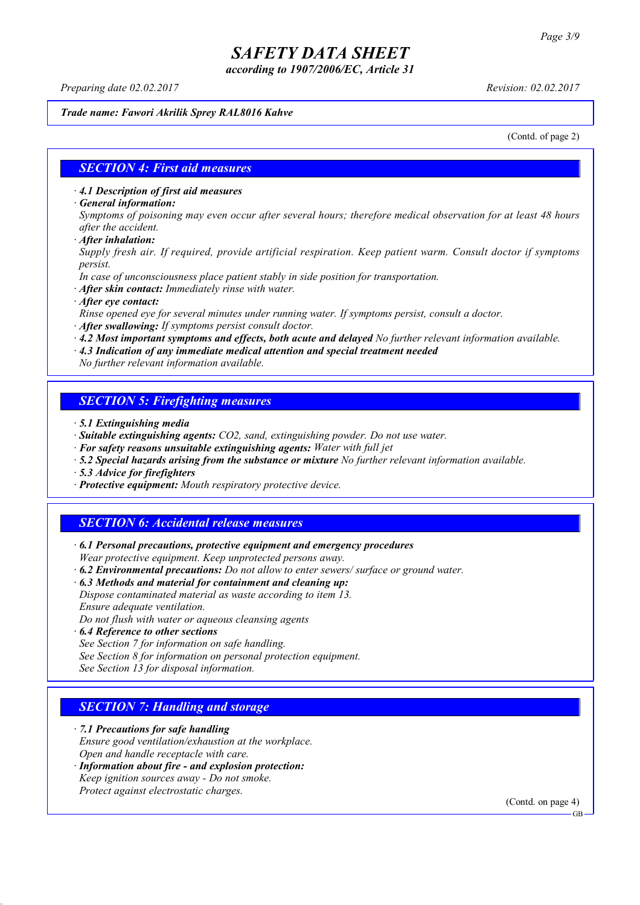*Trade name: Fawori Akrilik Sprey RAL8016 Kahve*

(Contd. of page 2)

## SECTION 4: First aid measures

- ***4.1 Description of first aid measures***
- ***General information:***
  *Symptoms of poisoning may even occur after several hours; therefore medical observation for at least 48 hours after the accident.*
- ***After inhalation:***
  *Supply fresh air. If required, provide artificial respiration. Keep patient warm. Consult doctor if symptoms persist.*
  *In case of unconsciousness place patient stably in side position for transportation.*
- ***After skin contact:*** *Immediately rinse with water.*
- ***After eye contact:***
  *Rinse opened eye for several minutes under running water. If symptoms persist, consult a doctor.*
- ***After swallowing:*** *If symptoms persist consult doctor.*
- ***4.2 Most important symptoms and effects, both acute and delayed*** *No further relevant information available.*
- ***4.3 Indication of any immediate medical attention and special treatment needed***
  *No further relevant information available.*

## SECTION 5: Firefighting measures

- ***5.1 Extinguishing media***
- ***Suitable extinguishing agents:*** *$CO_2$, sand, extinguishing powder. Do not use water.*
- ***For safety reasons unsuitable extinguishing agents:*** *Water with full jet*
- ***5.2 Special hazards arising from the substance or mixture*** *No further relevant information available.*
- ***5.3 Advice for firefighters***
- ***Protective equipment:*** *Mouth respiratory protective device.*

## SECTION 6: Accidental release measures

- ***6.1 Personal precautions, protective equipment and emergency procedures***
  *Wear protective equipment. Keep unprotected persons away.*
- ***6.2 Environmental precautions:*** *Do not allow to enter sewers/ surface or ground water.*
- ***6.3 Methods and material for containment and cleaning up:***
  *Dispose contaminated material as waste according to item 13.*
  *Ensure adequate ventilation.*
  *Do not flush with water or aqueous cleansing agents*
- ***6.4 Reference to other sections***
  *See Section 7 for information on safe handling.*
  *See Section 8 for information on personal protection equipment.*
  *See Section 13 for disposal information.*

## SECTION 7: Handling and storage

- ***7.1 Precautions for safe handling***
  *Ensure good ventilation/exhaustion at the workplace.*
  *Open and handle receptacle with care.*
- ***Information about fire - and explosion protection:***
  *Keep ignition sources away - Do not smoke.*
  *Protect against electrostatic charges.*

(Contd. on page 4)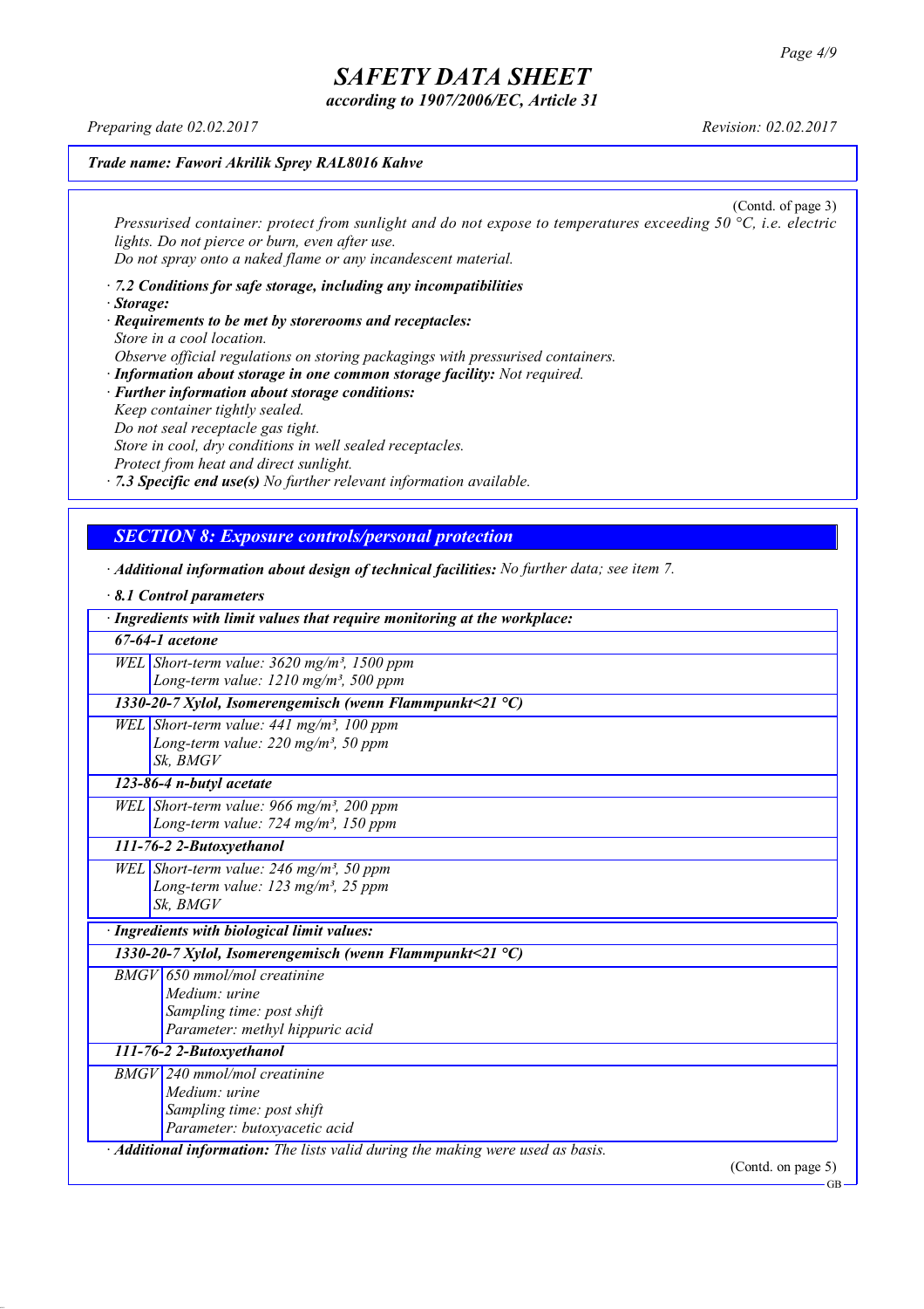(Contd. of page 3)

*Pressurised container: protect from sunlight and do not expose to temperatures exceeding 50 °C, i.e. electric lights. Do not pierce or burn, even after use.*
*Do not spray onto a naked flame or any incandescent material.*

· ***7.2 Conditions for safe storage, including any incompatibilities***
· ***Storage:***
· ***Requirements to be met by storerooms and receptacles:***
*Store in a cool location.*
*Observe official regulations on storing packagings with pressurised containers.*
· ***Information about storage in one common storage facility:*** *Not required.*
· ***Further information about storage conditions:***
*Keep container tightly sealed.*
*Do not seal receptacle gas tight.*
*Store in cool, dry conditions in well sealed receptacles.*
*Protect from heat and direct sunlight.*
· ***7.3 Specific end use(s)*** *No further relevant information available.*

## SECTION 8: Exposure controls/personal protection

· ***Additional information about design of technical facilities:*** *No further data; see item 7.*

· ***8.1 Control parameters***

| · ***Ingredients with limit values that require monitoring at the workplace:*** | |
|---|---|
| ***67-64-1 acetone*** | |
| WEL | Short-term value: 3620 mg/m³, 1500 ppm<br>Long-term value: 1210 mg/m³, 500 ppm |
| ***1330-20-7 Xylol, Isomerengemisch (wenn Flammpunkt<21 °C)*** | |
| WEL | Short-term value: 441 mg/m³, 100 ppm<br>Long-term value: 220 mg/m³, 50 ppm<br>Sk, BMGV |
| ***123-86-4 n-butyl acetate*** | |
| WEL | Short-term value: 966 mg/m³, 200 ppm<br>Long-term value: 724 mg/m³, 150 ppm |
| ***111-76-2 2-Butoxyethanol*** | |
| WEL | Short-term value: 246 mg/m³, 50 ppm<br>Long-term value: 123 mg/m³, 25 ppm<br>Sk, BMGV |

| · ***Ingredients with biological limit values:*** | |
|---|---|
| ***1330-20-7 Xylol, Isomerengemisch (wenn Flammpunkt<21 °C)*** | |
| BMGV | 650 mmol/mol creatinine<br>Medium: urine<br>Sampling time: post shift<br>Parameter: methyl hippuric acid |
| ***111-76-2 2-Butoxyethanol*** | |
| BMGV | 240 mmol/mol creatinine<br>Medium: urine<br>Sampling time: post shift<br>Parameter: butoxyacetic acid |

· ***Additional information:*** *The lists valid during the making were used as basis.*

(Contd. on page 5)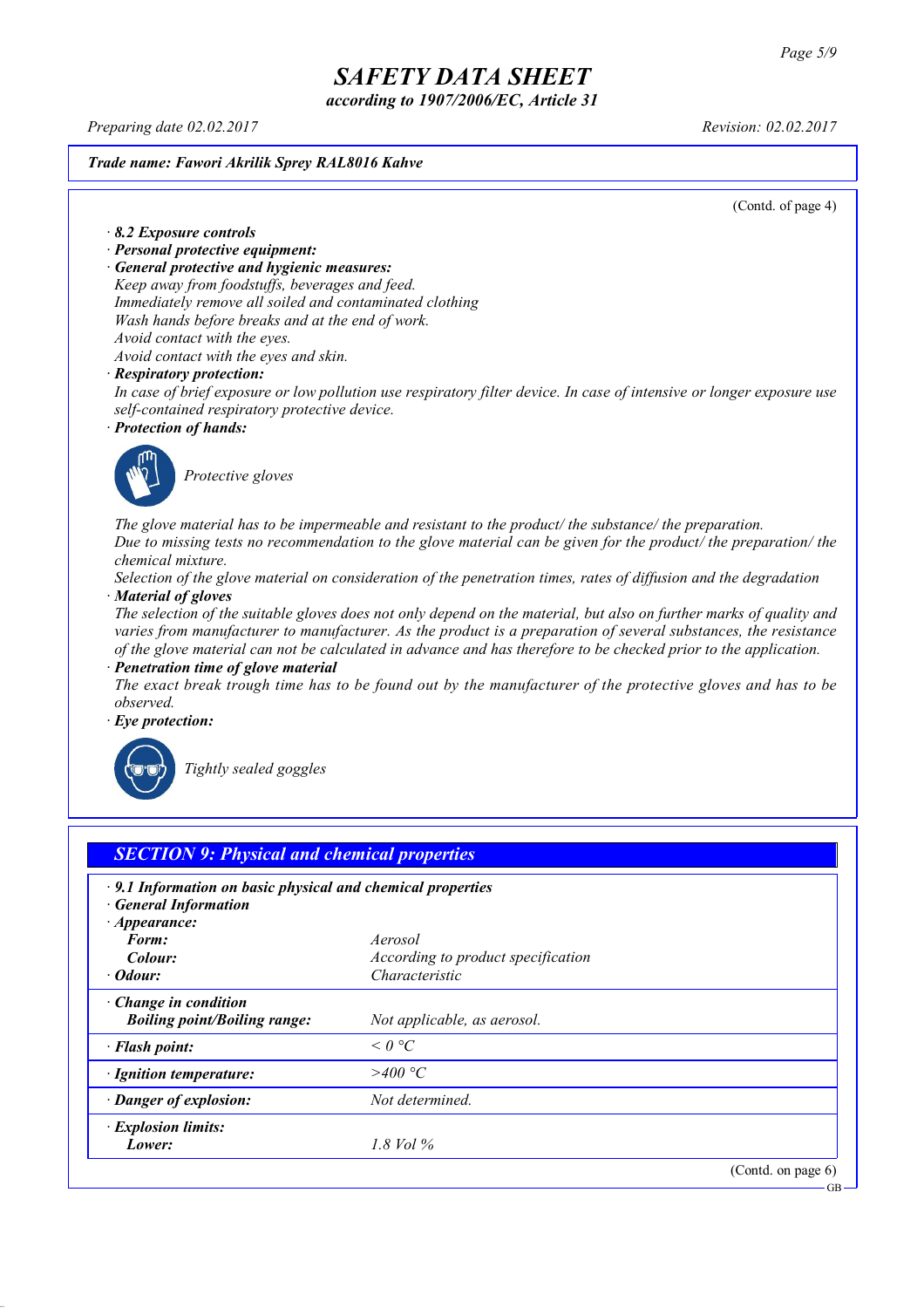**SAFETY DATA SHEET**

*according to 1907/2006/EC, Article 31*

*Preparing date 02.02.2017* *Revision: 02.02.2017*

**Trade name: Fawori Akrilik Sprey RAL8016 Kahve**

(Contd. of page 4)

· **8.2 Exposure controls**

· **Personal protective equipment:**

· **General protective and hygienic measures:**

Keep away from foodstuffs, beverages and feed.
Immediately remove all soiled and contaminated clothing
Wash hands before breaks and at the end of work.
Avoid contact with the eyes.
Avoid contact with the eyes and skin.

· **Respiratory protection:**

In case of brief exposure or low pollution use respiratory filter device. In case of intensive or longer exposure use self-contained respiratory protective device.

· **Protection of hands:**

Protective gloves

The glove material has to be impermeable and resistant to the product/ the substance/ the preparation.
Due to missing tests no recommendation to the glove material can be given for the product/ the preparation/ the chemical mixture.
Selection of the glove material on consideration of the penetration times, rates of diffusion and the degradation

· **Material of gloves**

The selection of the suitable gloves does not only depend on the material, but also on further marks of quality and varies from manufacturer to manufacturer. As the product is a preparation of several substances, the resistance of the glove material can not be calculated in advance and has therefore to be checked prior to the application.

· **Penetration time of glove material**

The exact break trough time has to be found out by the manufacturer of the protective gloves and has to be observed.

· **Eye protection:**

Tightly sealed goggles

## SECTION 9: Physical and chemical properties

· **9.1 Information on basic physical and chemical properties**

· **General Information**

| · **Appearance:** | |
|---|---|
| **Form:** | Aerosol |
| **Colour:** | According to product specification |
| · **Odour:** | Characteristic |
| · **Change in condition** | |
| **Boiling point/Boiling range:** | Not applicable, as aerosol. |
| · **Flash point:** | < 0 °C |
| · **Ignition temperature:** | >400 °C |
| · **Danger of explosion:** | Not determined. |
| · **Explosion limits:** | |
| **Lower:** | 1.8 Vol % |

(Contd. on page 6)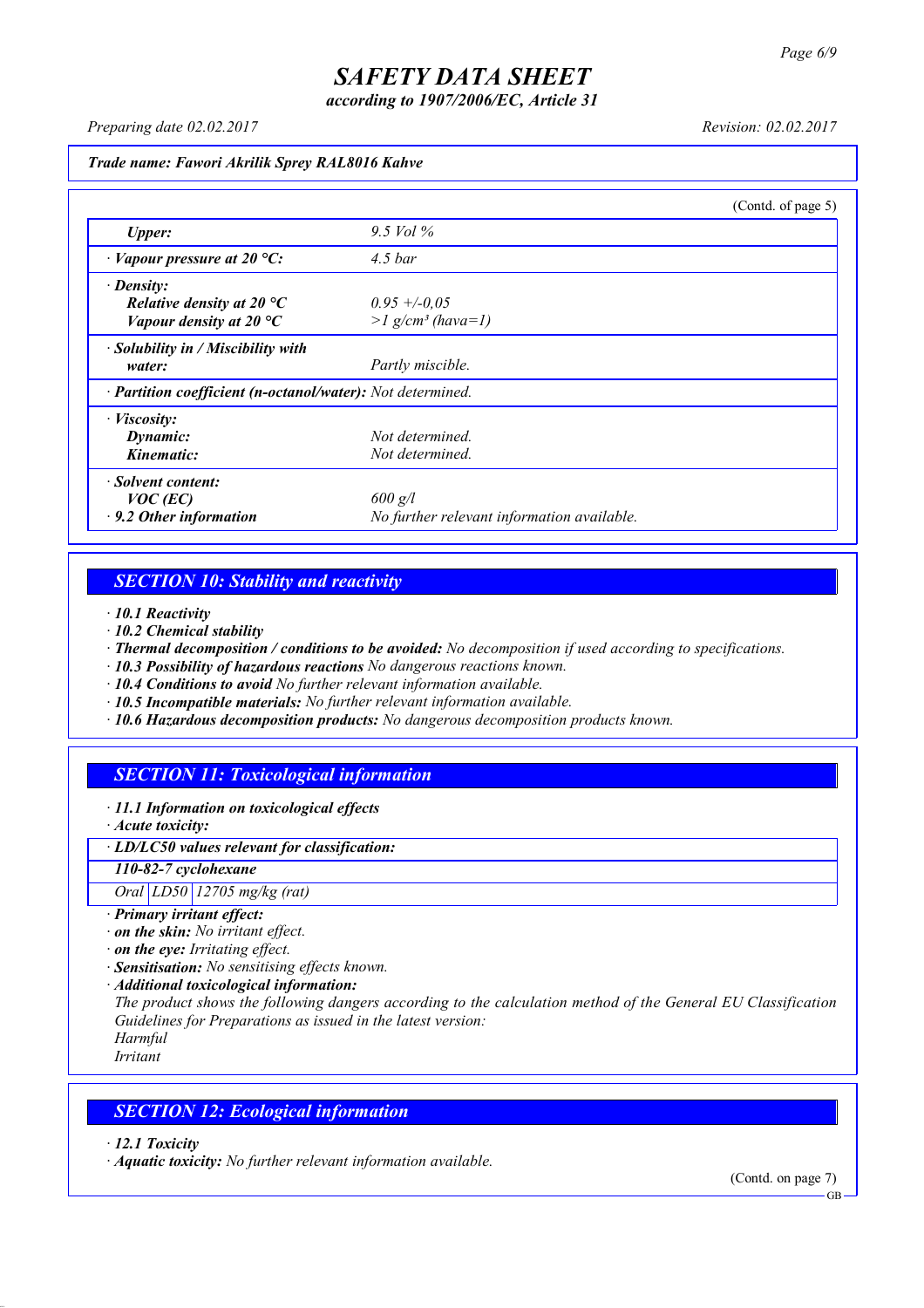Trade name: **Fawori Akrilik Sprey RAL8016 Kahve**

(Contd. of page 5)

| | |
|---|---|
| *Upper:* | 9.5 Vol % |
| · *Vapour pressure at 20 °C:* | 4.5 bar |
| · *Density:* | |
| *Relative density at 20 °C* | 0.95 +/-0,05 |
| *Vapour density at 20 °C* | >1 g/cm³ (hava=1) |
| · *Solubility in / Miscibility with water:* | Partly miscible. |
| · *Partition coefficient (n-octanol/water):* | Not determined. |
| · *Viscosity:* | |
| *Dynamic:* | Not determined. |
| *Kinematic:* | Not determined. |
| · *Solvent content:* | |
| *VOC (EC)* | 600 g/l |
| · *9.2 Other information* | No further relevant information available. |

## SECTION 10: Stability and reactivity

· ***10.1 Reactivity***
· ***10.2 Chemical stability***
· ***Thermal decomposition / conditions to be avoided:*** No decomposition if used according to specifications.
· ***10.3 Possibility of hazardous reactions*** No dangerous reactions known.
· ***10.4 Conditions to avoid*** No further relevant information available.
· ***10.5 Incompatible materials:*** No further relevant information available.
· ***10.6 Hazardous decomposition products:*** No dangerous decomposition products known.

## SECTION 11: Toxicological information

· ***11.1 Information on toxicological effects***
· ***Acute toxicity:***

| · LD/LC50 values relevant for classification: | | |
|---|---|---|
| **110-82-7 cyclohexane** | | |
| Oral | LD50 | 12705 mg/kg (rat) |

· ***Primary irritant effect:***
· ***on the skin:*** No irritant effect.
· ***on the eye:*** Irritating effect.
· ***Sensitisation:*** No sensitising effects known.
· ***Additional toxicological information:***
The product shows the following dangers according to the calculation method of the General EU Classification Guidelines for Preparations as issued in the latest version:
Harmful
Irritant

## SECTION 12: Ecological information

· ***12.1 Toxicity***
· ***Aquatic toxicity:*** No further relevant information available.

(Contd. on page 7)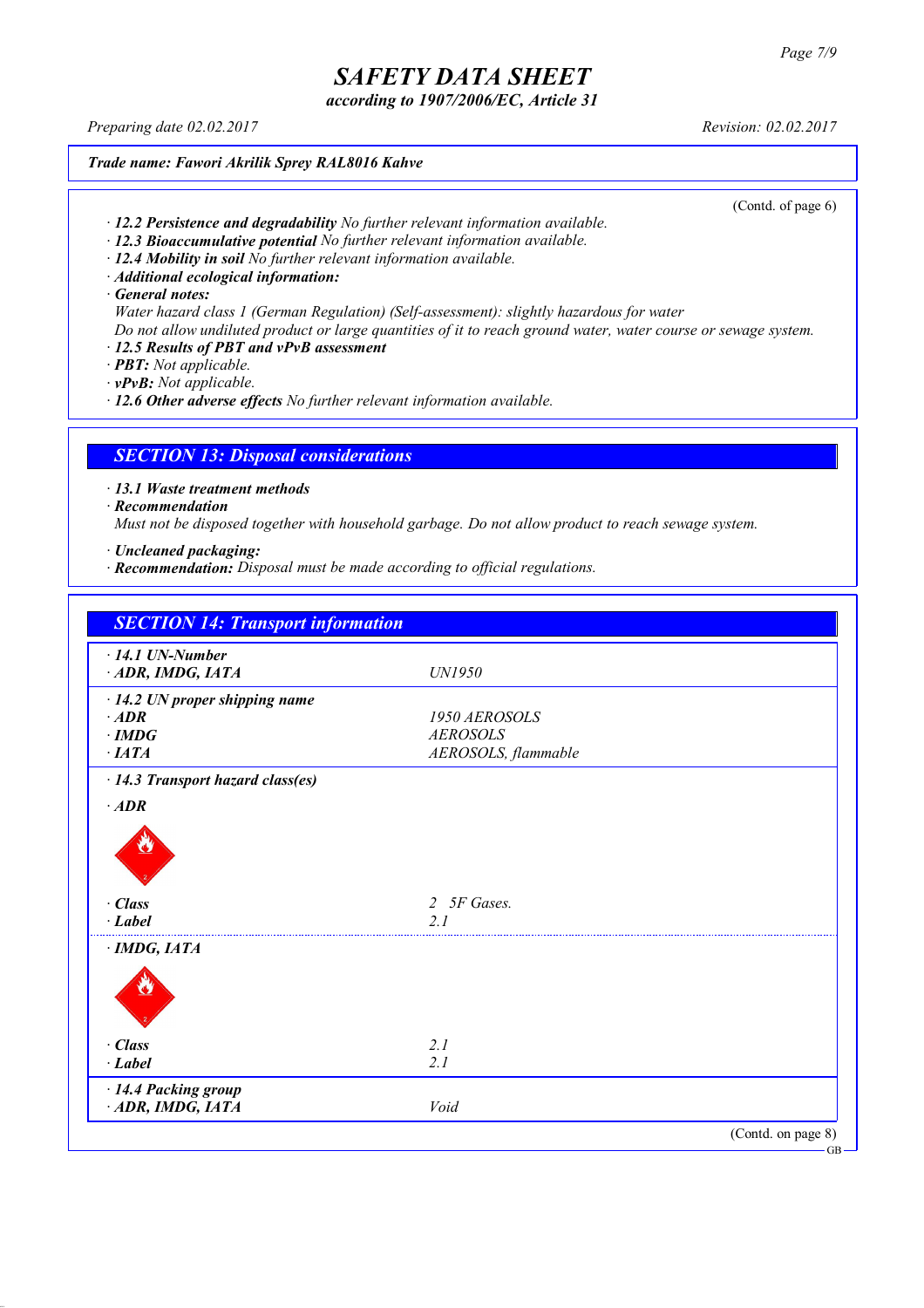(Contd. of page 6)

· **12.2 Persistence and degradability** No further relevant information available.
· **12.3 Bioaccumulative potential** No further relevant information available.
· **12.4 Mobility in soil** No further relevant information available.
· **Additional ecological information:**
· **General notes:**
Water hazard class 1 (German Regulation) (Self-assessment): slightly hazardous for water
Do not allow undiluted product or large quantities of it to reach ground water, water course or sewage system.
· **12.5 Results of PBT and vPvB assessment**
· **PBT:** Not applicable.
· **vPvB:** Not applicable.
· **12.6 Other adverse effects** No further relevant information available.

## SECTION 13: Disposal considerations

· **13.1 Waste treatment methods**
· **Recommendation**
Must not be disposed together with household garbage. Do not allow product to reach sewage system.

· **Uncleaned packaging:**
· **Recommendation:** Disposal must be made according to official regulations.

## SECTION 14: Transport information

| | |
|---|---|
| · **14.1 UN-Number** | |
| · **ADR, IMDG, IATA** | UN1950 |
| · **14.2 UN proper shipping name** | |
| · **ADR** | 1950 AEROSOLS |
| · **IMDG** | AEROSOLS |
| · **IATA** | AEROSOLS, flammable |
| · **14.3 Transport hazard class(es)** | |
| · **ADR** | |
| · **Class** | 2 5F Gases. |
| · **Label** | 2.1 |
| · **IMDG, IATA** | |
| · **Class** | 2.1 |
| · **Label** | 2.1 |
| · **14.4 Packing group** | |
| · **ADR, IMDG, IATA** | Void |

(Contd. on page 8)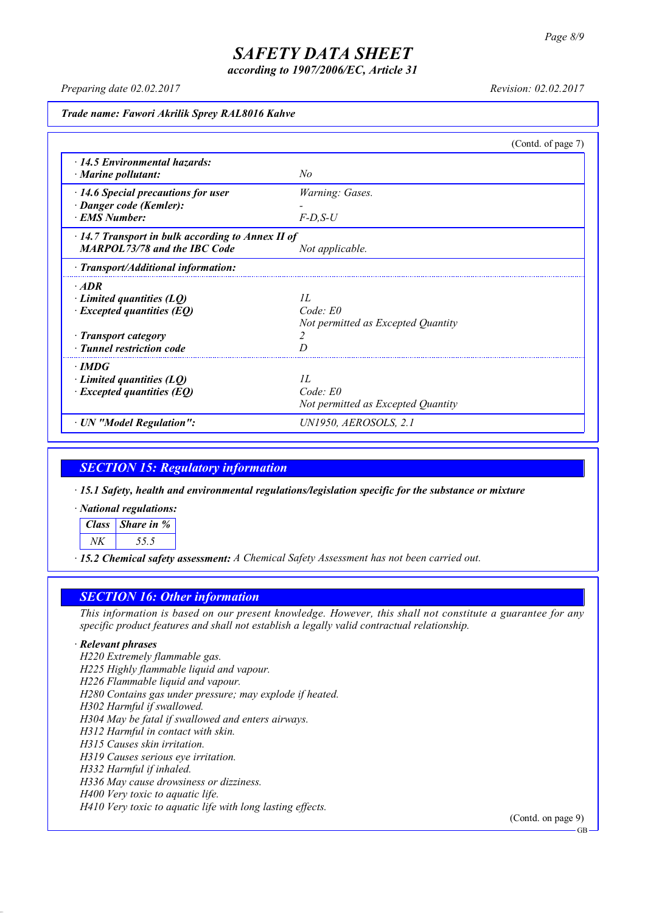**Trade name: Fawori Akrilik Sprey RAL8016 Kahve**

(Contd. of page 7)

| | |
|---|---|
| · **14.5 Environmental hazards:** | |
| · **Marine pollutant:** | No |
| · **14.6 Special precautions for user** | Warning: Gases. |
| · **Danger code (Kemler):** | - |
| · **EMS Number:** | F-D,S-U |
| · **14.7 Transport in bulk according to Annex II of MARPOL73/78 and the IBC Code** | Not applicable. |
| · **Transport/Additional information:** | |
| · **ADR** | |
| · **Limited quantities (LQ)** | 1L |
| · **Excepted quantities (EQ)** | Code: E0<br>Not permitted as Excepted Quantity |
| · **Transport category** | 2 |
| · **Tunnel restriction code** | D |
| · **IMDG** | |
| · **Limited quantities (LQ)** | 1L |
| · **Excepted quantities (EQ)** | Code: E0<br>Not permitted as Excepted Quantity |
| · **UN "Model Regulation":** | UN1950, AEROSOLS, 2.1 |

## SECTION 15: Regulatory information

· **15.1 Safety, health and environmental regulations/legislation specific for the substance or mixture**

· **National regulations:**

| Class | Share in % |
|---|---|
| NK | 55.5 |

· **15.2 Chemical safety assessment:** A Chemical Safety Assessment has not been carried out.

## SECTION 16: Other information

This information is based on our present knowledge. However, this shall not constitute a guarantee for any specific product features and shall not establish a legally valid contractual relationship.

· **Relevant phrases**

H220 Extremely flammable gas.
H225 Highly flammable liquid and vapour.
H226 Flammable liquid and vapour.
H280 Contains gas under pressure; may explode if heated.
H302 Harmful if swallowed.
H304 May be fatal if swallowed and enters airways.
H312 Harmful in contact with skin.
H315 Causes skin irritation.
H319 Causes serious eye irritation.
H332 Harmful if inhaled.
H336 May cause drowsiness or dizziness.
H400 Very toxic to aquatic life.
H410 Very toxic to aquatic life with long lasting effects.

(Contd. on page 9)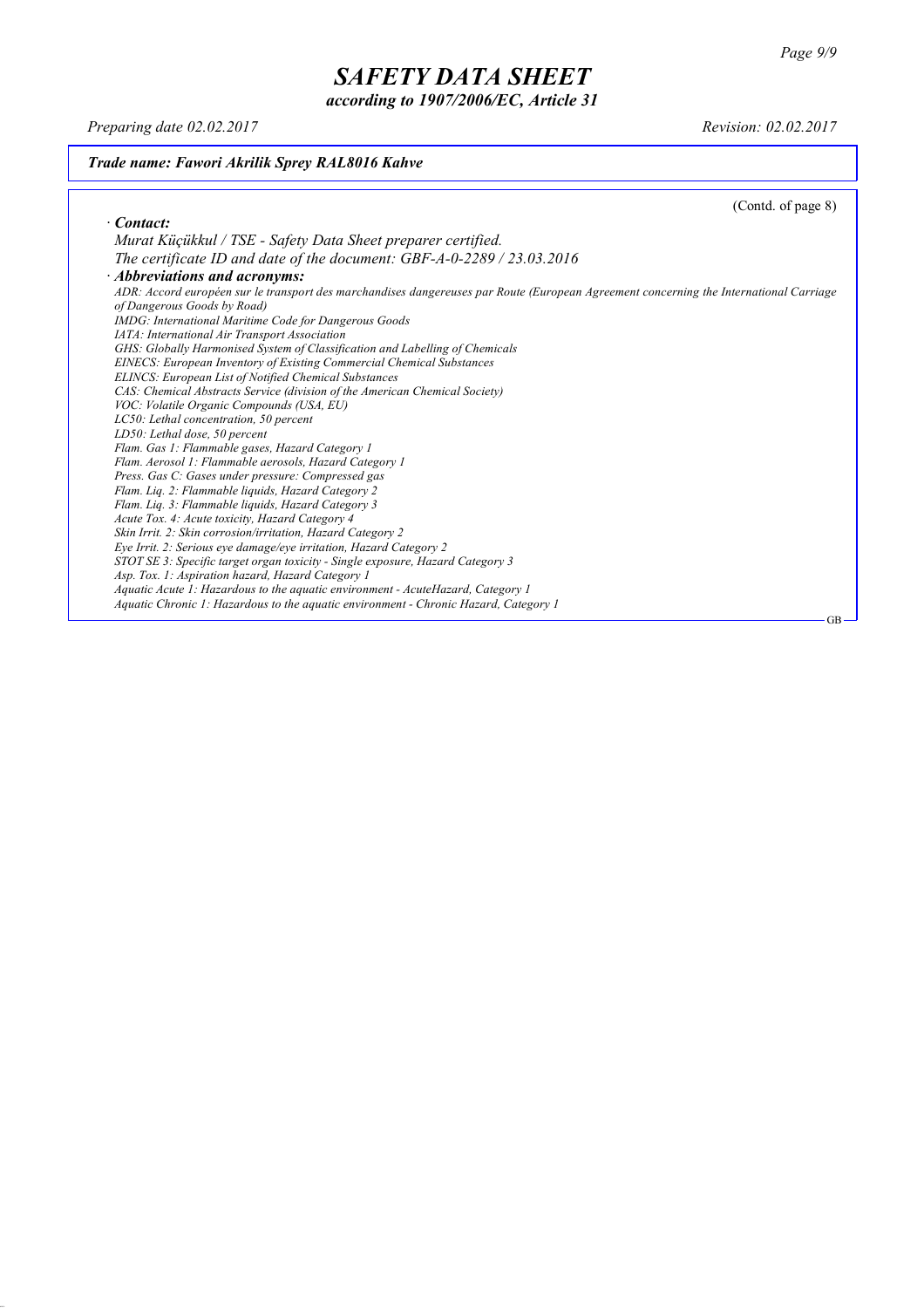(Contd. of page 8)

· **Contact:**

*Murat Küçükkul / TSE - Safety Data Sheet preparer certified.*
*The certificate ID and date of the document: GBF-A-0-2289 / 23.03.2016*

· **Abbreviations and acronyms:**

*ADR: Accord européen sur le transport des marchandises dangereuses par Route (European Agreement concerning the International Carriage of Dangerous Goods by Road)*
*IMDG: International Maritime Code for Dangerous Goods*
*IATA: International Air Transport Association*
*GHS: Globally Harmonised System of Classification and Labelling of Chemicals*
*EINECS: European Inventory of Existing Commercial Chemical Substances*
*ELINCS: European List of Notified Chemical Substances*
*CAS: Chemical Abstracts Service (division of the American Chemical Society)*
*VOC: Volatile Organic Compounds (USA, EU)*
*LC50: Lethal concentration, 50 percent*
*LD50: Lethal dose, 50 percent*
*Flam. Gas 1: Flammable gases, Hazard Category 1*
*Flam. Aerosol 1: Flammable aerosols, Hazard Category 1*
*Press. Gas C: Gases under pressure: Compressed gas*
*Flam. Liq. 2: Flammable liquids, Hazard Category 2*
*Flam. Liq. 3: Flammable liquids, Hazard Category 3*
*Acute Tox. 4: Acute toxicity, Hazard Category 4*
*Skin Irrit. 2: Skin corrosion/irritation, Hazard Category 2*
*Eye Irrit. 2: Serious eye damage/eye irritation, Hazard Category 2*
*STOT SE 3: Specific target organ toxicity - Single exposure, Hazard Category 3*
*Asp. Tox. 1: Aspiration hazard, Hazard Category 1*
*Aquatic Acute 1: Hazardous to the aquatic environment - AcuteHazard, Category 1*
*Aquatic Chronic 1: Hazardous to the aquatic environment - Chronic Hazard, Category 1*